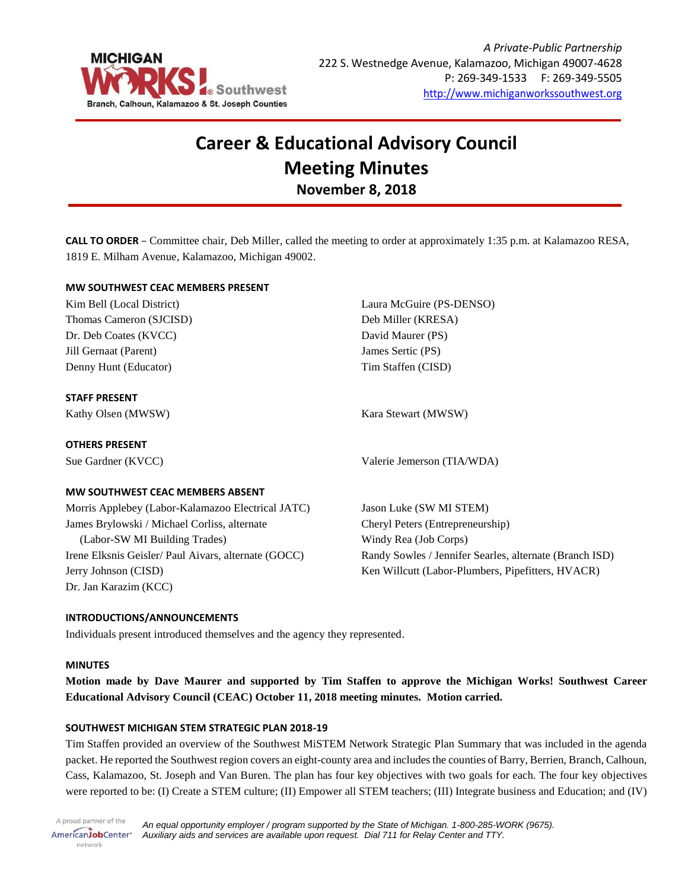*A Private-Public Partnership*
222 S. Westnedge Avenue, Kalamazoo, Michigan 49007-4628
P: 269-349-1533 F: 269-349-5505
http://www.michiganworkssouthwest.org

# Career & Educational Advisory Council Meeting Minutes

## November 8, 2018

**CALL TO ORDER** – Committee chair, Deb Miller, called the meeting to order at approximately 1:35 p.m. at Kalamazoo RESA, 1819 E. Milham Avenue, Kalamazoo, Michigan 49002.

**MW SOUTHWEST CEAC MEMBERS PRESENT**

Kim Bell (Local District)
Thomas Cameron (SJCISD)
Dr. Deb Coates (KVCC)
Jill Gernaat (Parent)
Denny Hunt (Educator)
Laura McGuire (PS-DENSO)
Deb Miller (KRESA)
David Maurer (PS)
James Sertic (PS)
Tim Staffen (CISD)

**STAFF PRESENT**

Kathy Olsen (MWSW)
Kara Stewart (MWSW)

**OTHERS PRESENT**

Sue Gardner (KVCC)
Valerie Jemerson (TIA/WDA)

**MW SOUTHWEST CEAC MEMBERS ABSENT**

Morris Applebey (Labor-Kalamazoo Electrical JATC)
James Brylowski / Michael Corliss, alternate (Labor-SW MI Building Trades)
Irene Elksnis Geisler/ Paul Aivars, alternate (GOCC)
Jerry Johnson (CISD)
Dr. Jan Karazim (KCC)
Jason Luke (SW MI STEM)
Cheryl Peters (Entrepreneurship)
Windy Rea (Job Corps)
Randy Sowles / Jennifer Searles, alternate (Branch ISD)
Ken Willcutt (Labor-Plumbers, Pipefitters, HVACR)

**INTRODUCTIONS/ANNOUNCEMENTS**

Individuals present introduced themselves and the agency they represented.

**MINUTES**

**Motion made by Dave Maurer and supported by Tim Staffen to approve the Michigan Works! Southwest Career Educational Advisory Council (CEAC) October 11, 2018 meeting minutes. Motion carried.**

**SOUTHWEST MICHIGAN STEM STRATEGIC PLAN 2018-19**

Tim Staffen provided an overview of the Southwest MiSTEM Network Strategic Plan Summary that was included in the agenda packet. He reported the Southwest region covers an eight-county area and includes the counties of Barry, Berrien, Branch, Calhoun, Cass, Kalamazoo, St. Joseph and Van Buren. The plan has four key objectives with two goals for each. The four key objectives were reported to be: (I) Create a STEM culture; (II) Empower all STEM teachers; (III) Integrate business and Education; and (IV)

*An equal opportunity employer / program supported by the State of Michigan. 1-800-285-WORK (9675). Auxiliary aids and services are available upon request. Dial 711 for Relay Center and TTY.*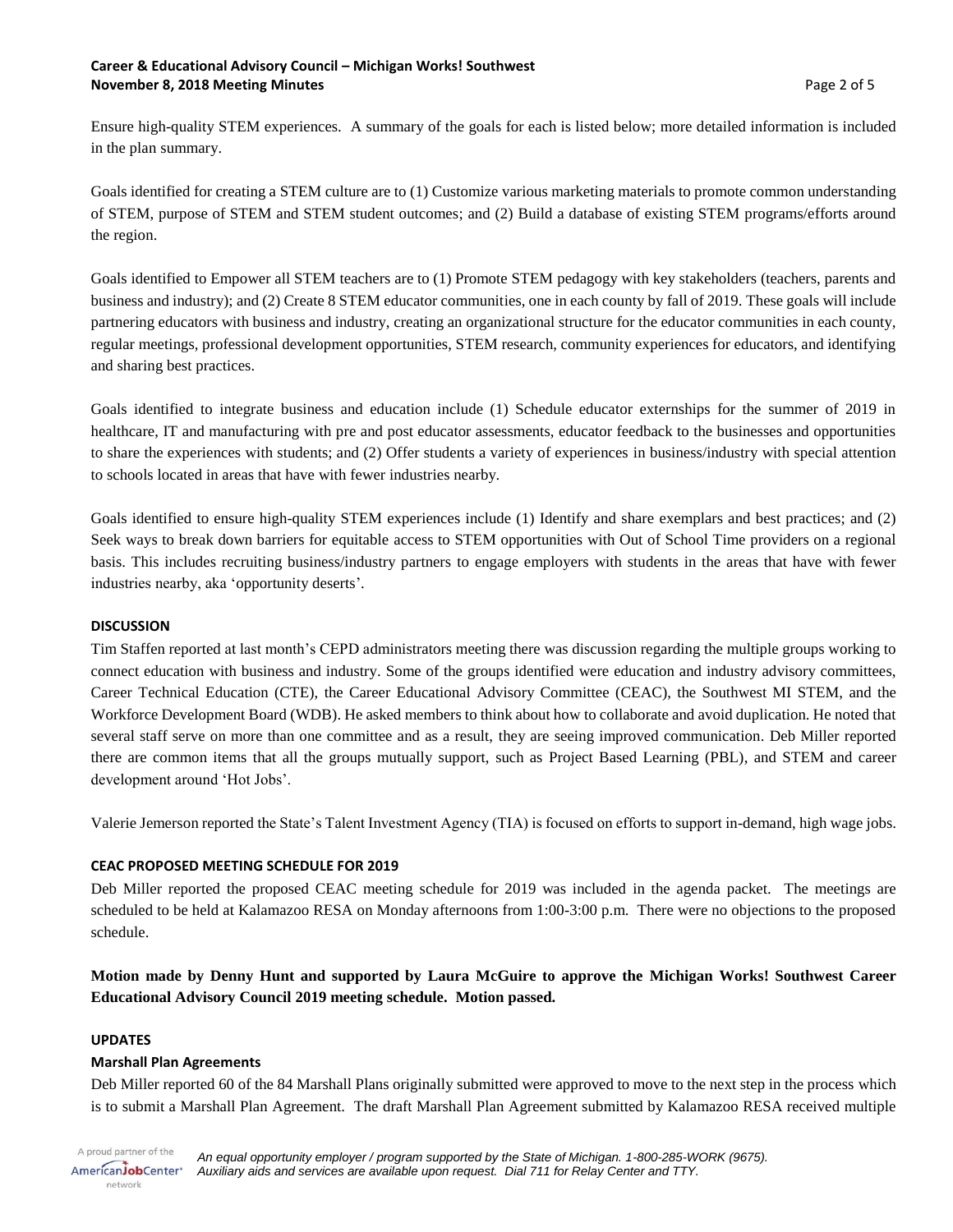Ensure high-quality STEM experiences. A summary of the goals for each is listed below; more detailed information is included in the plan summary.

Goals identified for creating a STEM culture are to (1) Customize various marketing materials to promote common understanding of STEM, purpose of STEM and STEM student outcomes; and (2) Build a database of existing STEM programs/efforts around the region.

Goals identified to Empower all STEM teachers are to (1) Promote STEM pedagogy with key stakeholders (teachers, parents and business and industry); and (2) Create 8 STEM educator communities, one in each county by fall of 2019. These goals will include partnering educators with business and industry, creating an organizational structure for the educator communities in each county, regular meetings, professional development opportunities, STEM research, community experiences for educators, and identifying and sharing best practices.

Goals identified to integrate business and education include (1) Schedule educator externships for the summer of 2019 in healthcare, IT and manufacturing with pre and post educator assessments, educator feedback to the businesses and opportunities to share the experiences with students; and (2) Offer students a variety of experiences in business/industry with special attention to schools located in areas that have with fewer industries nearby.

Goals identified to ensure high-quality STEM experiences include (1) Identify and share exemplars and best practices; and (2) Seek ways to break down barriers for equitable access to STEM opportunities with Out of School Time providers on a regional basis. This includes recruiting business/industry partners to engage employers with students in the areas that have with fewer industries nearby, aka 'opportunity deserts'.

**DISCUSSION**

Tim Staffen reported at last month's CEPD administrators meeting there was discussion regarding the multiple groups working to connect education with business and industry. Some of the groups identified were education and industry advisory committees, Career Technical Education (CTE), the Career Educational Advisory Committee (CEAC), the Southwest MI STEM, and the Workforce Development Board (WDB). He asked members to think about how to collaborate and avoid duplication. He noted that several staff serve on more than one committee and as a result, they are seeing improved communication. Deb Miller reported there are common items that all the groups mutually support, such as Project Based Learning (PBL), and STEM and career development around 'Hot Jobs'.

Valerie Jemerson reported the State's Talent Investment Agency (TIA) is focused on efforts to support in-demand, high wage jobs.

**CEAC PROPOSED MEETING SCHEDULE FOR 2019**

Deb Miller reported the proposed CEAC meeting schedule for 2019 was included in the agenda packet. The meetings are scheduled to be held at Kalamazoo RESA on Monday afternoons from 1:00-3:00 p.m. There were no objections to the proposed schedule.

**Motion made by Denny Hunt and supported by Laura McGuire to approve the Michigan Works! Southwest Career Educational Advisory Council 2019 meeting schedule. Motion passed.**

**UPDATES**

**Marshall Plan Agreements**

Deb Miller reported 60 of the 84 Marshall Plans originally submitted were approved to move to the next step in the process which is to submit a Marshall Plan Agreement. The draft Marshall Plan Agreement submitted by Kalamazoo RESA received multiple

*An equal opportunity employer / program supported by the State of Michigan. 1-800-285-WORK (9675). Auxiliary aids and services are available upon request. Dial 711 for Relay Center and TTY.*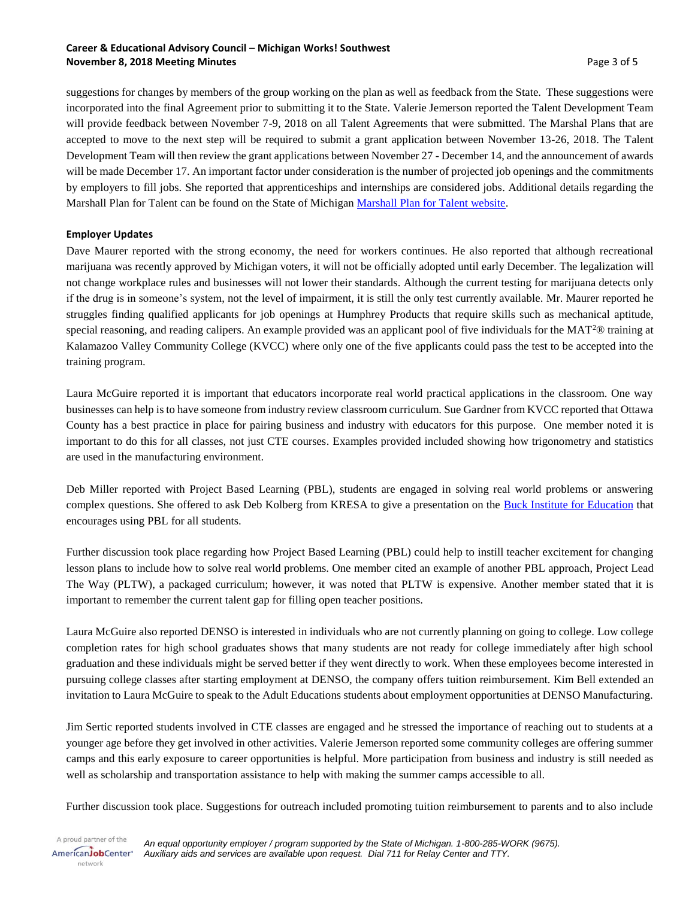suggestions for changes by members of the group working on the plan as well as feedback from the State. These suggestions were incorporated into the final Agreement prior to submitting it to the State. Valerie Jemerson reported the Talent Development Team will provide feedback between November 7-9, 2018 on all Talent Agreements that were submitted. The Marshal Plans that are accepted to move to the next step will be required to submit a grant application between November 13-26, 2018. The Talent Development Team will then review the grant applications between November 27 - December 14, and the announcement of awards will be made December 17. An important factor under consideration is the number of projected job openings and the commitments by employers to fill jobs. She reported that apprenticeships and internships are considered jobs. Additional details regarding the Marshall Plan for Talent can be found on the State of Michigan [Marshall Plan for Talent website](#).

**Employer Updates**

Dave Maurer reported with the strong economy, the need for workers continues. He also reported that although recreational marijuana was recently approved by Michigan voters, it will not be officially adopted until early December. The legalization will not change workplace rules and businesses will not lower their standards. Although the current testing for marijuana detects only if the drug is in someone's system, not the level of impairment, it is still the only test currently available. Mr. Maurer reported he struggles finding qualified applicants for job openings at Humphrey Products that require skills such as mechanical aptitude, special reasoning, and reading calipers. An example provided was an applicant pool of five individuals for the MAT²® training at Kalamazoo Valley Community College (KVCC) where only one of the five applicants could pass the test to be accepted into the training program.

Laura McGuire reported it is important that educators incorporate real world practical applications in the classroom. One way businesses can help is to have someone from industry review classroom curriculum. Sue Gardner from KVCC reported that Ottawa County has a best practice in place for pairing business and industry with educators for this purpose. One member noted it is important to do this for all classes, not just CTE courses. Examples provided included showing how trigonometry and statistics are used in the manufacturing environment.

Deb Miller reported with Project Based Learning (PBL), students are engaged in solving real world problems or answering complex questions. She offered to ask Deb Kolberg from KRESA to give a presentation on the [Buck Institute for Education](#) that encourages using PBL for all students.

Further discussion took place regarding how Project Based Learning (PBL) could help to instill teacher excitement for changing lesson plans to include how to solve real world problems. One member cited an example of another PBL approach, Project Lead The Way (PLTW), a packaged curriculum; however, it was noted that PLTW is expensive. Another member stated that it is important to remember the current talent gap for filling open teacher positions.

Laura McGuire also reported DENSO is interested in individuals who are not currently planning on going to college. Low college completion rates for high school graduates shows that many students are not ready for college immediately after high school graduation and these individuals might be served better if they went directly to work. When these employees become interested in pursuing college classes after starting employment at DENSO, the company offers tuition reimbursement. Kim Bell extended an invitation to Laura McGuire to speak to the Adult Educations students about employment opportunities at DENSO Manufacturing.

Jim Sertic reported students involved in CTE classes are engaged and he stressed the importance of reaching out to students at a younger age before they get involved in other activities. Valerie Jemerson reported some community colleges are offering summer camps and this early exposure to career opportunities is helpful. More participation from business and industry is still needed as well as scholarship and transportation assistance to help with making the summer camps accessible to all.

Further discussion took place. Suggestions for outreach included promoting tuition reimbursement to parents and to also include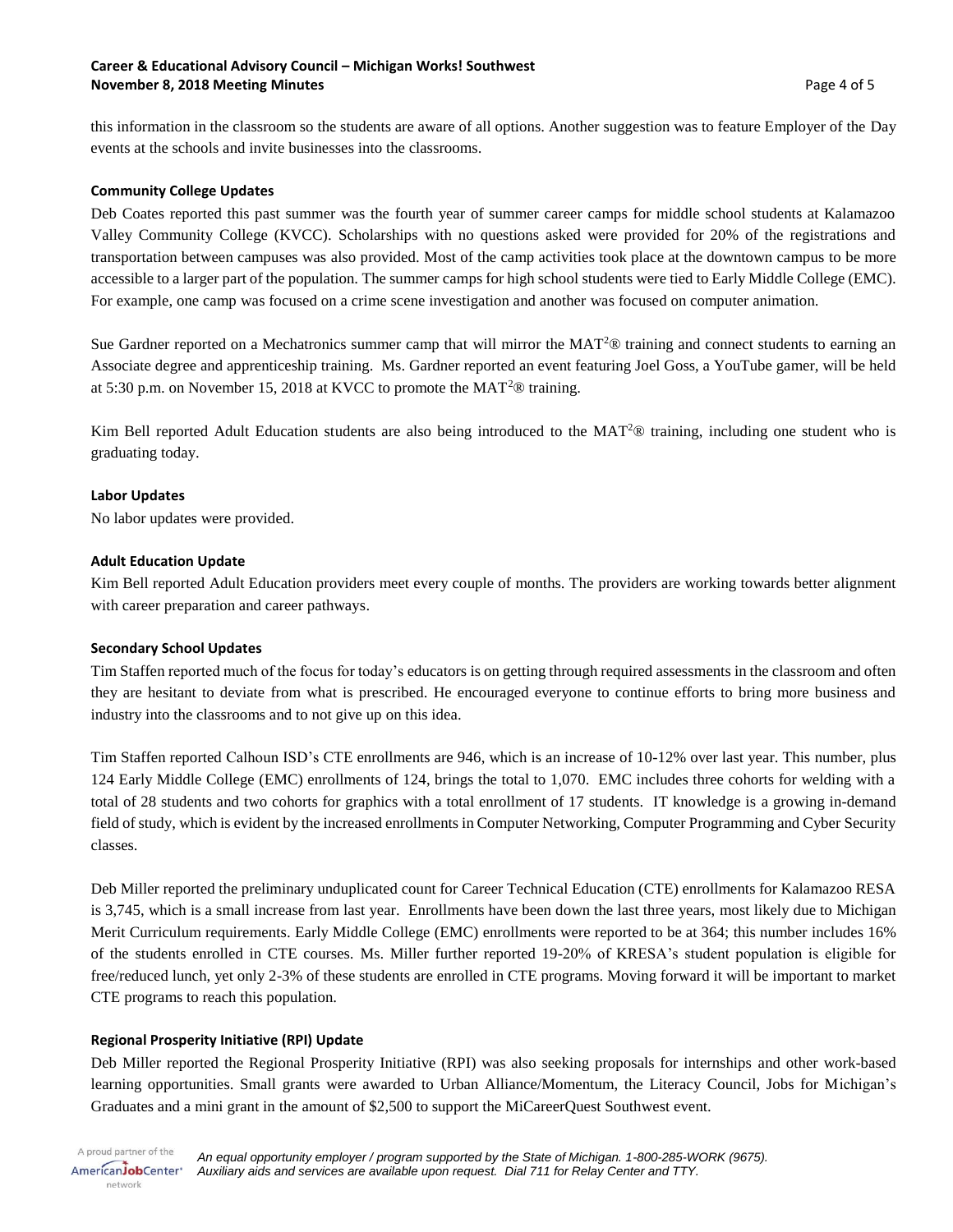this information in the classroom so the students are aware of all options. Another suggestion was to feature Employer of the Day events at the schools and invite businesses into the classrooms.

**Community College Updates**

Deb Coates reported this past summer was the fourth year of summer career camps for middle school students at Kalamazoo Valley Community College (KVCC). Scholarships with no questions asked were provided for 20% of the registrations and transportation between campuses was also provided. Most of the camp activities took place at the downtown campus to be more accessible to a larger part of the population. The summer camps for high school students were tied to Early Middle College (EMC). For example, one camp was focused on a crime scene investigation and another was focused on computer animation.

Sue Gardner reported on a Mechatronics summer camp that will mirror the MAT$^2$® training and connect students to earning an Associate degree and apprenticeship training. Ms. Gardner reported an event featuring Joel Goss, a YouTube gamer, will be held at 5:30 p.m. on November 15, 2018 at KVCC to promote the MAT$^2$® training.

Kim Bell reported Adult Education students are also being introduced to the MAT$^2$® training, including one student who is graduating today.

**Labor Updates**

No labor updates were provided.

**Adult Education Update**

Kim Bell reported Adult Education providers meet every couple of months. The providers are working towards better alignment with career preparation and career pathways.

**Secondary School Updates**

Tim Staffen reported much of the focus for today's educators is on getting through required assessments in the classroom and often they are hesitant to deviate from what is prescribed. He encouraged everyone to continue efforts to bring more business and industry into the classrooms and to not give up on this idea.

Tim Staffen reported Calhoun ISD's CTE enrollments are 946, which is an increase of 10-12% over last year. This number, plus 124 Early Middle College (EMC) enrollments of 124, brings the total to 1,070. EMC includes three cohorts for welding with a total of 28 students and two cohorts for graphics with a total enrollment of 17 students. IT knowledge is a growing in-demand field of study, which is evident by the increased enrollments in Computer Networking, Computer Programming and Cyber Security classes.

Deb Miller reported the preliminary unduplicated count for Career Technical Education (CTE) enrollments for Kalamazoo RESA is 3,745, which is a small increase from last year. Enrollments have been down the last three years, most likely due to Michigan Merit Curriculum requirements. Early Middle College (EMC) enrollments were reported to be at 364; this number includes 16% of the students enrolled in CTE courses. Ms. Miller further reported 19-20% of KRESA's student population is eligible for free/reduced lunch, yet only 2-3% of these students are enrolled in CTE programs. Moving forward it will be important to market CTE programs to reach this population.

**Regional Prosperity Initiative (RPI) Update**

Deb Miller reported the Regional Prosperity Initiative (RPI) was also seeking proposals for internships and other work-based learning opportunities. Small grants were awarded to Urban Alliance/Momentum, the Literacy Council, Jobs for Michigan's Graduates and a mini grant in the amount of $2,500 to support the MiCareerQuest Southwest event.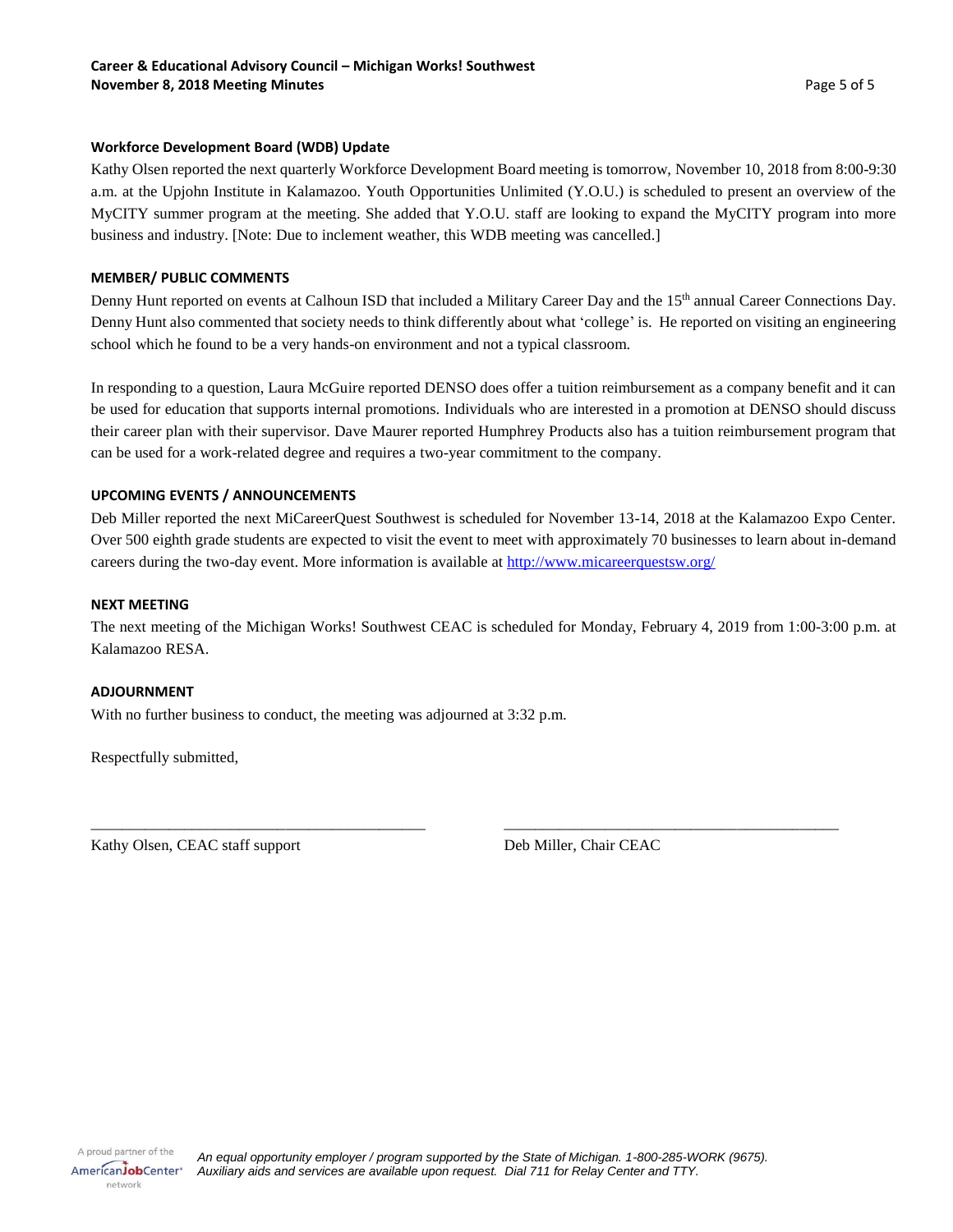### Workforce Development Board (WDB) Update

Kathy Olsen reported the next quarterly Workforce Development Board meeting is tomorrow, November 10, 2018 from 8:00-9:30 a.m. at the Upjohn Institute in Kalamazoo. Youth Opportunities Unlimited (Y.O.U.) is scheduled to present an overview of the MyCITY summer program at the meeting. She added that Y.O.U. staff are looking to expand the MyCITY program into more business and industry. [Note: Due to inclement weather, this WDB meeting was cancelled.]

### MEMBER/ PUBLIC COMMENTS

Denny Hunt reported on events at Calhoun ISD that included a Military Career Day and the 15th annual Career Connections Day. Denny Hunt also commented that society needs to think differently about what 'college' is. He reported on visiting an engineering school which he found to be a very hands-on environment and not a typical classroom.

In responding to a question, Laura McGuire reported DENSO does offer a tuition reimbursement as a company benefit and it can be used for education that supports internal promotions. Individuals who are interested in a promotion at DENSO should discuss their career plan with their supervisor. Dave Maurer reported Humphrey Products also has a tuition reimbursement program that can be used for a work-related degree and requires a two-year commitment to the company.

### UPCOMING EVENTS / ANNOUNCEMENTS

Deb Miller reported the next MiCareerQuest Southwest is scheduled for November 13-14, 2018 at the Kalamazoo Expo Center. Over 500 eighth grade students are expected to visit the event to meet with approximately 70 businesses to learn about in-demand careers during the two-day event. More information is available at http://www.micareerquestsw.org/

### NEXT MEETING

The next meeting of the Michigan Works! Southwest CEAC is scheduled for Monday, February 4, 2019 from 1:00-3:00 p.m. at Kalamazoo RESA.

### ADJOURNMENT

With no further business to conduct, the meeting was adjourned at 3:32 p.m.

Respectfully submitted,

\_\_\_\_\_\_\_\_\_\_\_\_\_\_\_\_\_\_\_\_\_\_\_\_\_\_\_\_\_\_\_\_\_\_\_\_\_\_\_\_\_\_\_\_
Kathy Olsen, CEAC staff support

\_\_\_\_\_\_\_\_\_\_\_\_\_\_\_\_\_\_\_\_\_\_\_\_\_\_\_\_\_\_\_\_\_\_\_\_\_\_\_\_\_\_\_\_
Deb Miller, Chair CEAC

A proud partner of the AmericanJobCenter network

*An equal opportunity employer / program supported by the State of Michigan. 1-800-285-WORK (9675). Auxiliary aids and services are available upon request. Dial 711 for Relay Center and TTY.*